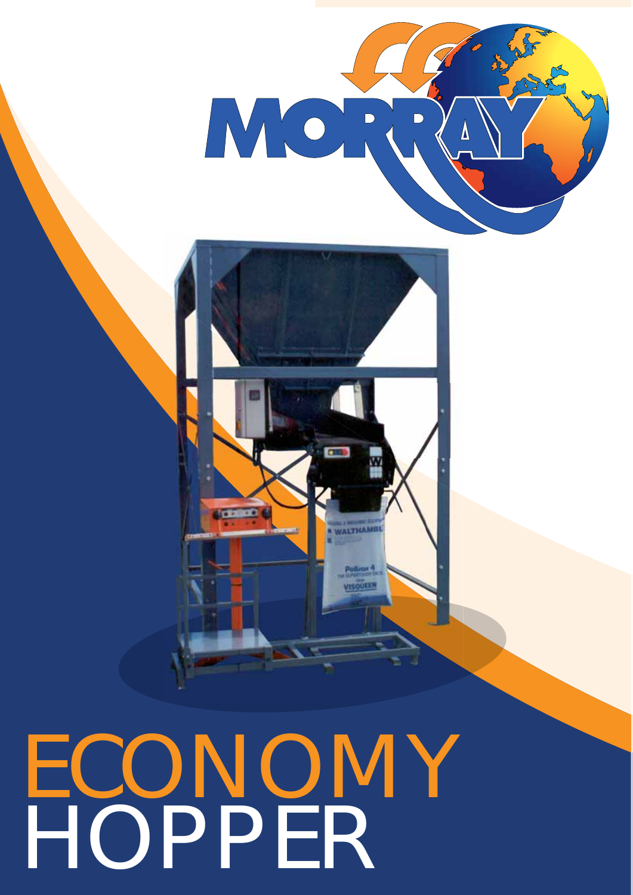# ECONOMY HOPPER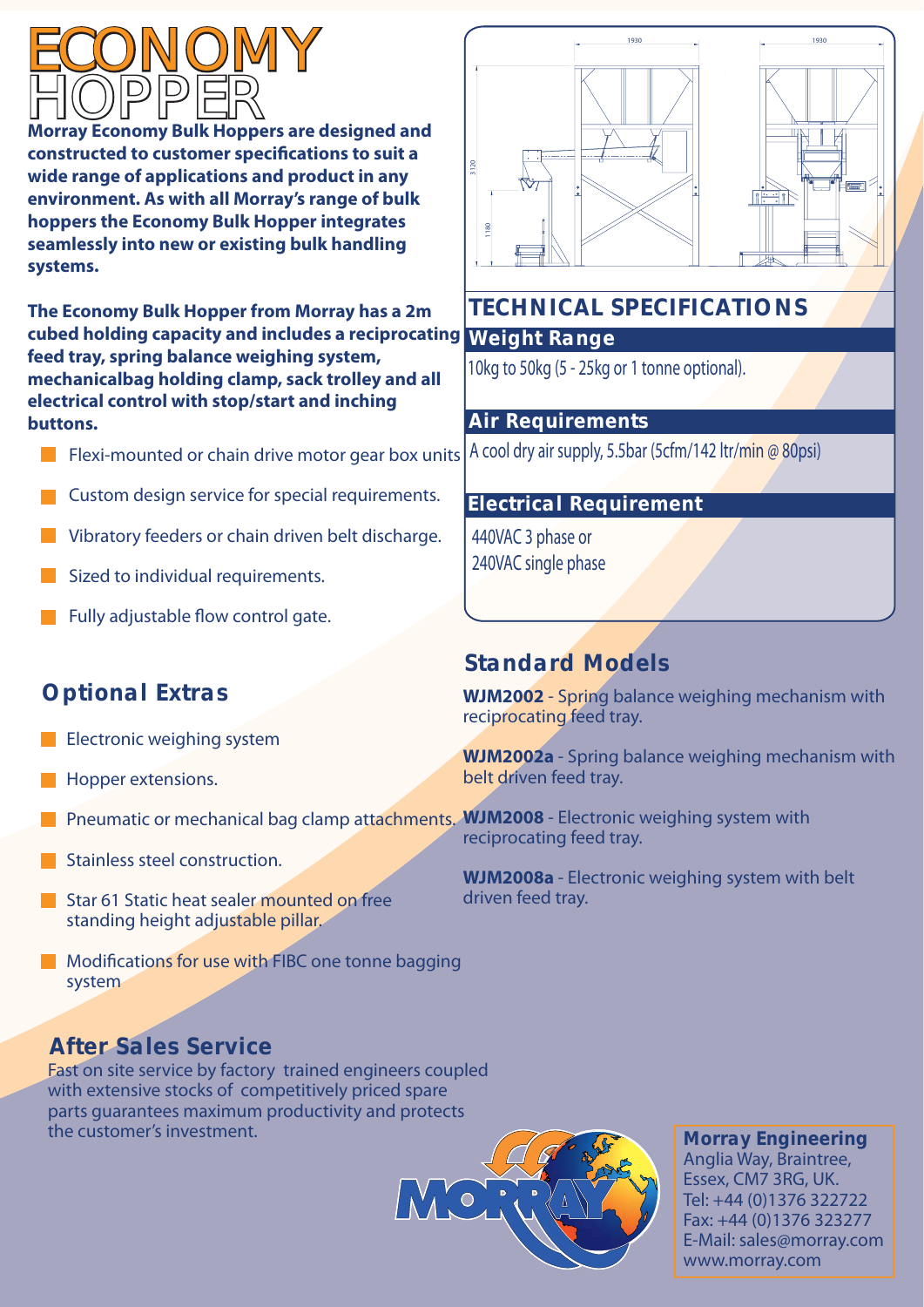# ECONOMY HOPPER

**Morray Economy Bulk Hoppers are designed and constructed to customer specifications to suit a wide range of applications and product in any environment. As with all Morray's range of bulk hoppers the Economy Bulk Hopper integrates seamlessly into new or existing bulk handling systems.**

**The Economy Bulk Hopper from Morray has a 2m cubed holding capacity and includes a reciprocating feed tray, spring balance weighing system, mechanicalbag holding clamp, sack trolley and all electrical control with stop/start and inching buttons.**

- Flexi-mounted or chain drive motor gear box units
- Custom design service for special requirements.
- Vibratory feeders or chain driven belt discharge.
- Sized to individual requirements.
- Fully adjustable flow control gate.

1930

1930

3120

1180

## Optional Extras

- Electronic weighing system
- Hopper extensions.
- Pneumatic or mechanical bag clamp attachments.
- Stainless steel construction.
- Star 61 Static heat sealer mounted on free standing height adjustable pillar.
- Modifications for use with FIBC one tonne bagging system

## After Sales Service

Fast on site service by factory trained engineers coupled with extensive stocks of competitively priced spare parts guarantees maximum productivity and protects the customer's investment.

## TECHNICAL SPECIFICATIONS

### Weight Range

10kg to 50kg (5 - 25kg or 1 tonne optional).

### Air Requirements

A cool dry air supply, 5.5bar (5cfm/142 ltr/min @ 80psi)

### Electrical Requirement

440VAC 3 phase or
240VAC single phase

## Standard Models

**WJM2002** - Spring balance weighing mechanism with reciprocating feed tray.

**WJM2002a** - Spring balance weighing mechanism with belt driven feed tray.

**WJM2008** - Electronic weighing system with reciprocating feed tray.

**WJM2008a** - Electronic weighing system with belt driven feed tray.

MORRAY

**Morray Engineering**
Anglia Way, Braintree,
Essex, CM7 3RG, UK.
Tel: +44 (0)1376 322722
Fax: +44 (0)1376 323277
E-Mail: sales@morray.com
www.morray.com